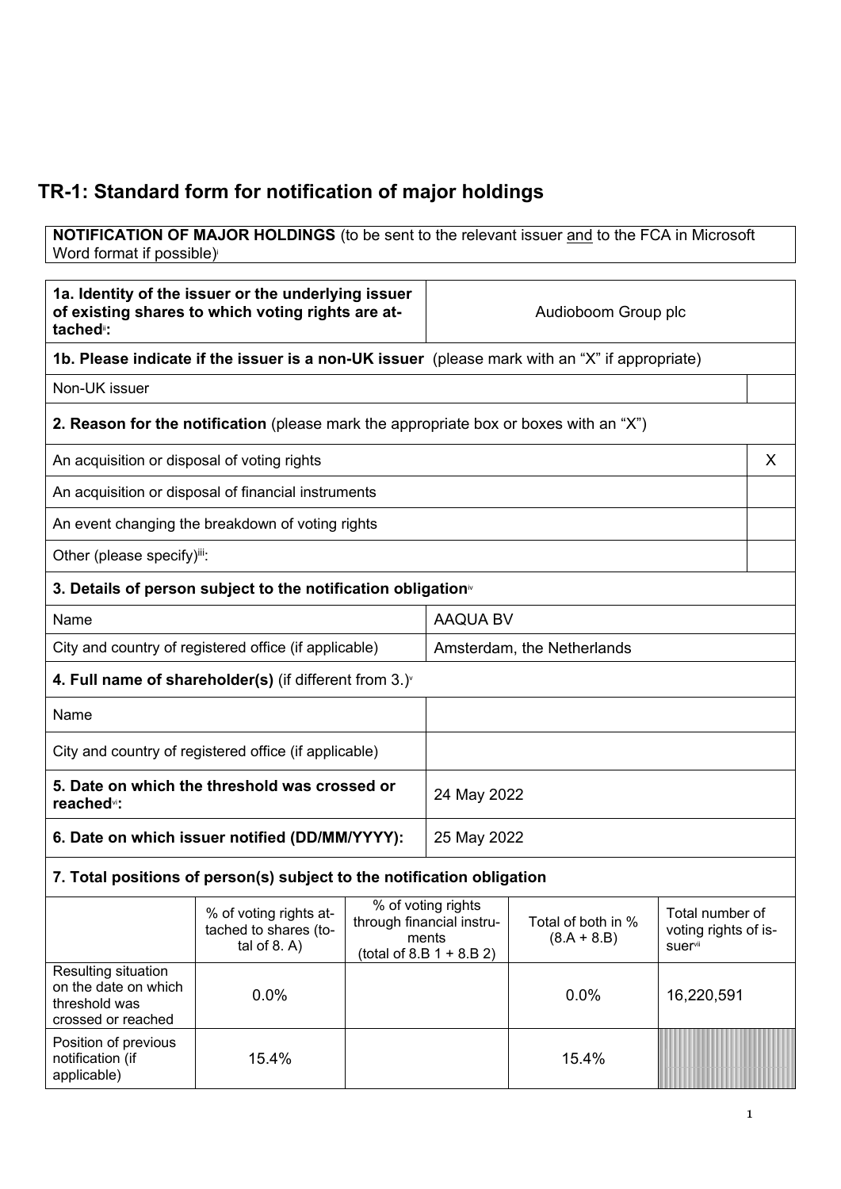# TR-1: Standard form for notification of major holdings

| **NOTIFICATION OF MAJOR HOLDINGS** (to be sent to the relevant issuer and to the FCA in Microsoft Word format if possible)[i] |
|---|

| | |
|---|---|
| **1a. Identity of the issuer or the underlying issuer of existing shares to which voting rights are attached**[ii]**:** | Audioboom Group plc |

| **1b. Please indicate if the issuer is a non-UK issuer** (please mark with an "X" if appropriate) | |
|---|---|
| Non-UK issuer | |

| **2. Reason for the notification** (please mark the appropriate box or boxes with an "X") | |
|---|---|
| An acquisition or disposal of voting rights | X |
| An acquisition or disposal of financial instruments | |
| An event changing the breakdown of voting rights | |
| Other (please specify)[iii]: | |

| **3. Details of person subject to the notification obligation**[iv] | |
|---|---|
| Name | AAQUA BV |
| City and country of registered office (if applicable) | Amsterdam, the Netherlands |

| **4. Full name of shareholder(s)** (if different from 3.)[v] | |
|---|---|
| Name | |
| City and country of registered office (if applicable) | |

| | |
|---|---|
| **5. Date on which the threshold was crossed or reached**[vi]**:** | 24 May 2022 |
| **6. Date on which issuer notified (DD/MM/YYYY):** | 25 May 2022 |

**7. Total positions of person(s) subject to the notification obligation**

| | % of voting rights attached to shares (total of 8. A) | % of voting rights through financial instruments (total of 8.B 1 + 8.B 2) | Total of both in % (8.A + 8.B) | Total number of voting rights of issuer[vii] |
|---|---|---|---|---|
| Resulting situation on the date on which threshold was crossed or reached | 0.0% | | 0.0% | 16,220,591 |
| Position of previous notification (if applicable) | 15.4% | | 15.4% | |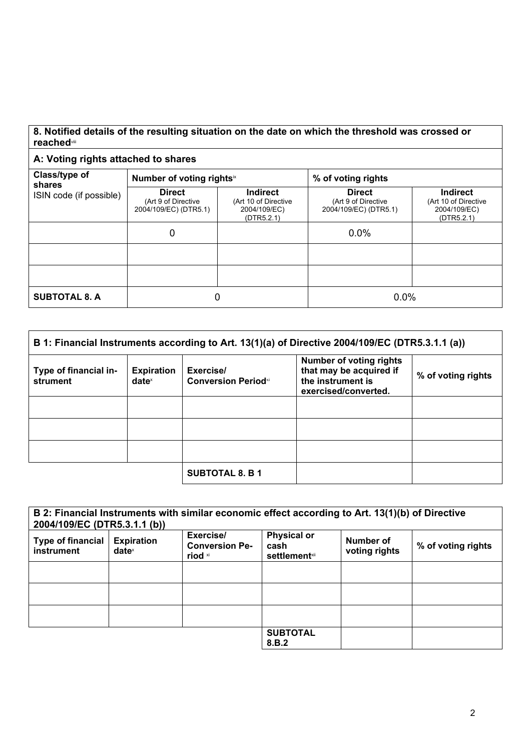## 8. Notified details of the resulting situation on the date on which the threshold was crossed or reached[viii]

### A: Voting rights attached to shares

| Class/type of shares<br>ISIN code (if possible) | Number of voting rights[ix] | | % of voting rights | |
|---|---|---|---|---|
| | **Direct**<br>(Art 9 of Directive 2004/109/EC) (DTR5.1) | **Indirect**<br>(Art 10 of Directive 2004/109/EC) (DTR5.2.1) | **Direct**<br>(Art 9 of Directive 2004/109/EC) (DTR5.1) | **Indirect**<br>(Art 10 of Directive 2004/109/EC) (DTR5.2.1) |
| | 0 | | 0.0% | |
| | | | | |
| | | | | |
| **SUBTOTAL 8. A** | 0 | | 0.0% | |

### B 1: Financial Instruments according to Art. 13(1)(a) of Directive 2004/109/EC (DTR5.3.1.1 (a))

| Type of financial instrument | Expiration date[x] | Exercise/ Conversion Period[xi] | Number of voting rights that may be acquired if the instrument is exercised/converted. | % of voting rights |
|---|---|---|---|---|
| | | | | |
| | | | | |
| | | | | |
| | | **SUBTOTAL 8. B 1** | | |

### B 2: Financial Instruments with similar economic effect according to Art. 13(1)(b) of Directive 2004/109/EC (DTR5.3.1.1 (b))

| Type of financial instrument | Expiration date[x] | Exercise/ Conversion Period[xi] | Physical or cash settlement[xii] | Number of voting rights | % of voting rights |
|---|---|---|---|---|---|
| | | | | | |
| | | | | | |
| | | | | | |
| | | | **SUBTOTAL 8.B.2** | | |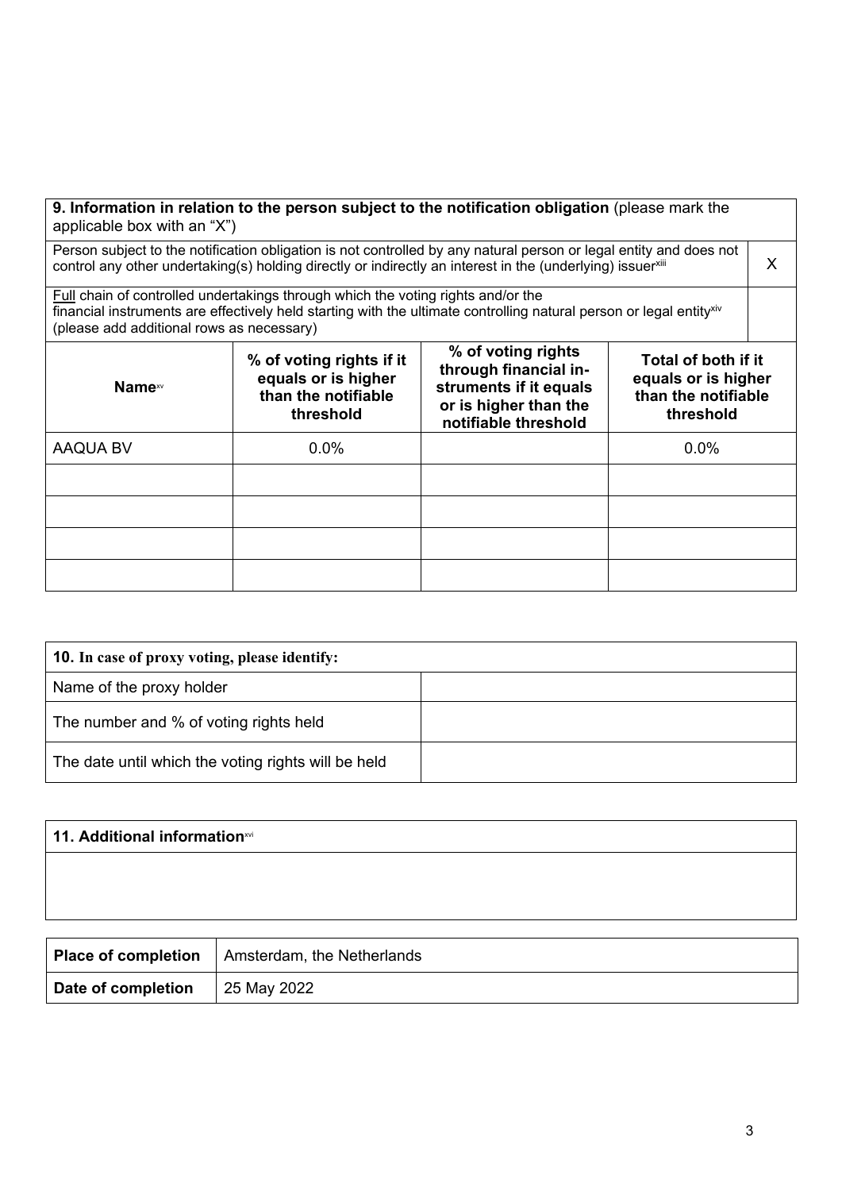| **9. Information in relation to the person subject to the notification obligation** (please mark the applicable box with an "X") | | | | |
|---|---|---|---|---|
| Person subject to the notification obligation is not controlled by any natural person or legal entity and does not control any other undertaking(s) holding directly or indirectly an interest in the (underlying) issuer[xiii] | | | | X |
| Full chain of controlled undertakings through which the voting rights and/or the financial instruments are effectively held starting with the ultimate controlling natural person or legal entity[xiv] (please add additional rows as necessary) | | | | |
| **Name**[xv] | **% of voting rights if it equals or is higher than the notifiable threshold** | **% of voting rights through financial instruments if it equals or is higher than the notifiable threshold** | **Total of both if it equals or is higher than the notifiable threshold** | |
| AAQUA BV | 0.0% | | 0.0% | |
| | | | | |
| | | | | |
| | | | | |
| | | | | |

| **10. In case of proxy voting, please identify:** | |
|---|---|
| Name of the proxy holder | |
| The number and % of voting rights held | |
| The date until which the voting rights will be held | |

**11. Additional information**[xvi]

| | |
|---|---|
| **Place of completion** | Amsterdam, the Netherlands |
| **Date of completion** | 25 May 2022 |